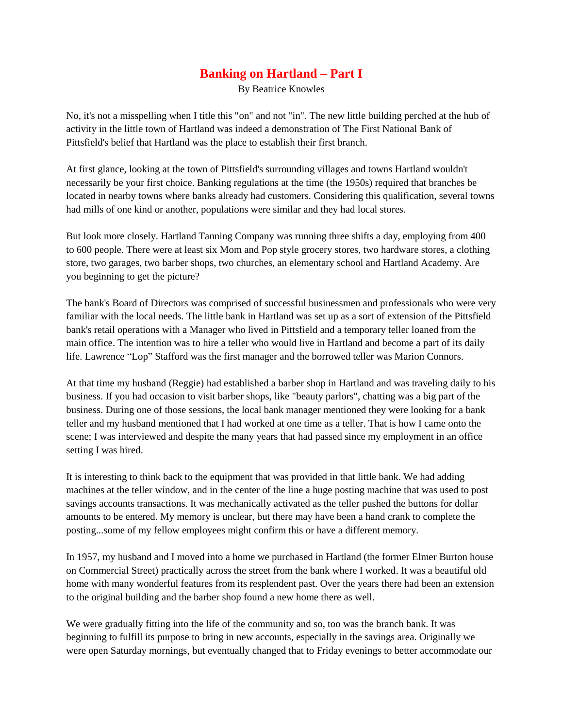# Banking on Hartland – Part I

By Beatrice Knowles

No, it's not a misspelling when I title this "on" and not "in". The new little building perched at the hub of activity in the little town of Hartland was indeed a demonstration of The First National Bank of Pittsfield's belief that Hartland was the place to establish their first branch.

At first glance, looking at the town of Pittsfield's surrounding villages and towns Hartland wouldn't necessarily be your first choice. Banking regulations at the time (the 1950s) required that branches be located in nearby towns where banks already had customers. Considering this qualification, several towns had mills of one kind or another, populations were similar and they had local stores.

But look more closely. Hartland Tanning Company was running three shifts a day, employing from 400 to 600 people. There were at least six Mom and Pop style grocery stores, two hardware stores, a clothing store, two garages, two barber shops, two churches, an elementary school and Hartland Academy. Are you beginning to get the picture?

The bank's Board of Directors was comprised of successful businessmen and professionals who were very familiar with the local needs. The little bank in Hartland was set up as a sort of extension of the Pittsfield bank's retail operations with a Manager who lived in Pittsfield and a temporary teller loaned from the main office. The intention was to hire a teller who would live in Hartland and become a part of its daily life. Lawrence "Lop" Stafford was the first manager and the borrowed teller was Marion Connors.

At that time my husband (Reggie) had established a barber shop in Hartland and was traveling daily to his business. If you had occasion to visit barber shops, like "beauty parlors", chatting was a big part of the business. During one of those sessions, the local bank manager mentioned they were looking for a bank teller and my husband mentioned that I had worked at one time as a teller. That is how I came onto the scene; I was interviewed and despite the many years that had passed since my employment in an office setting I was hired.

It is interesting to think back to the equipment that was provided in that little bank. We had adding machines at the teller window, and in the center of the line a huge posting machine that was used to post savings accounts transactions. It was mechanically activated as the teller pushed the buttons for dollar amounts to be entered. My memory is unclear, but there may have been a hand crank to complete the posting...some of my fellow employees might confirm this or have a different memory.

In 1957, my husband and I moved into a home we purchased in Hartland (the former Elmer Burton house on Commercial Street) practically across the street from the bank where I worked. It was a beautiful old home with many wonderful features from its resplendent past. Over the years there had been an extension to the original building and the barber shop found a new home there as well.

We were gradually fitting into the life of the community and so, too was the branch bank. It was beginning to fulfill its purpose to bring in new accounts, especially in the savings area. Originally we were open Saturday mornings, but eventually changed that to Friday evenings to better accommodate our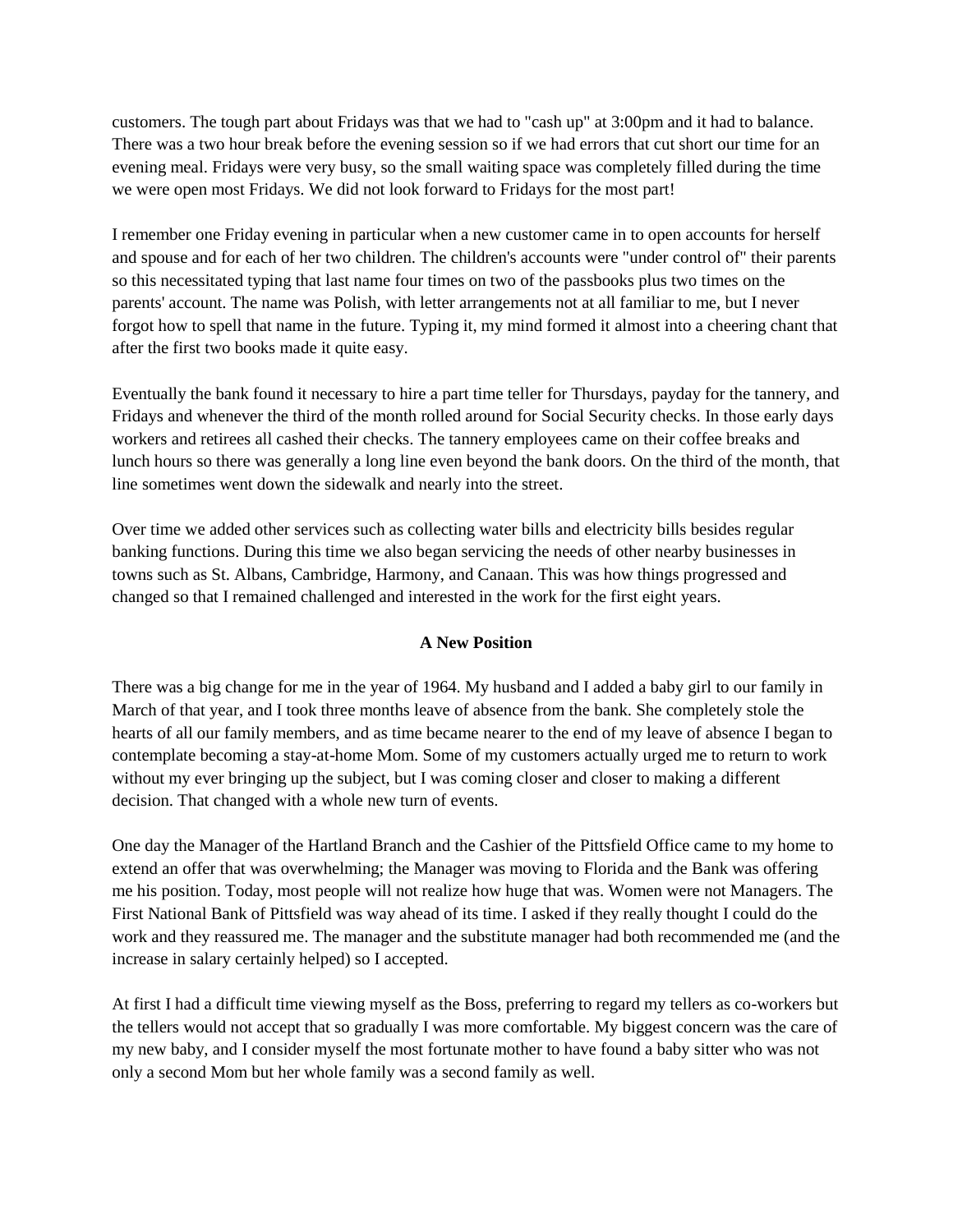customers. The tough part about Fridays was that we had to "cash up" at 3:00pm and it had to balance. There was a two hour break before the evening session so if we had errors that cut short our time for an evening meal. Fridays were very busy, so the small waiting space was completely filled during the time we were open most Fridays. We did not look forward to Fridays for the most part!

I remember one Friday evening in particular when a new customer came in to open accounts for herself and spouse and for each of her two children. The children's accounts were "under control of" their parents so this necessitated typing that last name four times on two of the passbooks plus two times on the parents' account. The name was Polish, with letter arrangements not at all familiar to me, but I never forgot how to spell that name in the future. Typing it, my mind formed it almost into a cheering chant that after the first two books made it quite easy.

Eventually the bank found it necessary to hire a part time teller for Thursdays, payday for the tannery, and Fridays and whenever the third of the month rolled around for Social Security checks. In those early days workers and retirees all cashed their checks. The tannery employees came on their coffee breaks and lunch hours so there was generally a long line even beyond the bank doors. On the third of the month, that line sometimes went down the sidewalk and nearly into the street.

Over time we added other services such as collecting water bills and electricity bills besides regular banking functions. During this time we also began servicing the needs of other nearby businesses in towns such as St. Albans, Cambridge, Harmony, and Canaan. This was how things progressed and changed so that I remained challenged and interested in the work for the first eight years.

## A New Position

There was a big change for me in the year of 1964. My husband and I added a baby girl to our family in March of that year, and I took three months leave of absence from the bank. She completely stole the hearts of all our family members, and as time became nearer to the end of my leave of absence I began to contemplate becoming a stay-at-home Mom. Some of my customers actually urged me to return to work without my ever bringing up the subject, but I was coming closer and closer to making a different decision. That changed with a whole new turn of events.

One day the Manager of the Hartland Branch and the Cashier of the Pittsfield Office came to my home to extend an offer that was overwhelming; the Manager was moving to Florida and the Bank was offering me his position. Today, most people will not realize how huge that was. Women were not Managers. The First National Bank of Pittsfield was way ahead of its time. I asked if they really thought I could do the work and they reassured me. The manager and the substitute manager had both recommended me (and the increase in salary certainly helped) so I accepted.

At first I had a difficult time viewing myself as the Boss, preferring to regard my tellers as co-workers but the tellers would not accept that so gradually I was more comfortable. My biggest concern was the care of my new baby, and I consider myself the most fortunate mother to have found a baby sitter who was not only a second Mom but her whole family was a second family as well.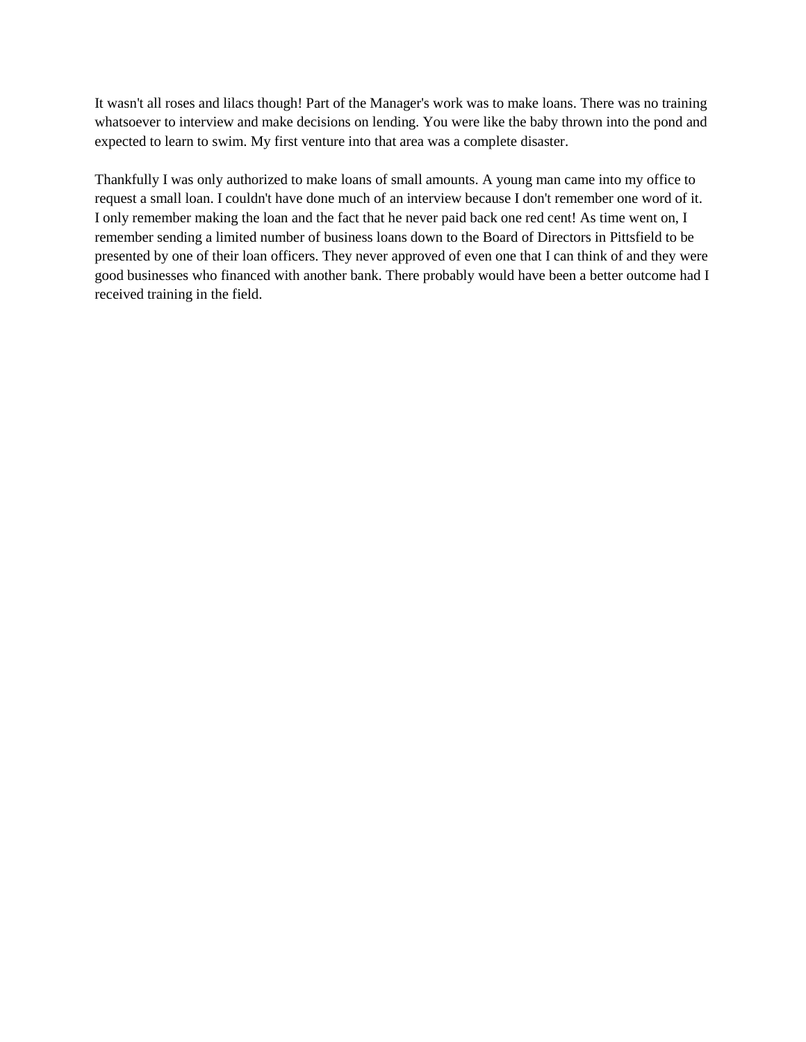It wasn't all roses and lilacs though! Part of the Manager's work was to make loans. There was no training whatsoever to interview and make decisions on lending. You were like the baby thrown into the pond and expected to learn to swim. My first venture into that area was a complete disaster.

Thankfully I was only authorized to make loans of small amounts. A young man came into my office to request a small loan. I couldn't have done much of an interview because I don't remember one word of it. I only remember making the loan and the fact that he never paid back one red cent! As time went on, I remember sending a limited number of business loans down to the Board of Directors in Pittsfield to be presented by one of their loan officers. They never approved of even one that I can think of and they were good businesses who financed with another bank. There probably would have been a better outcome had I received training in the field.